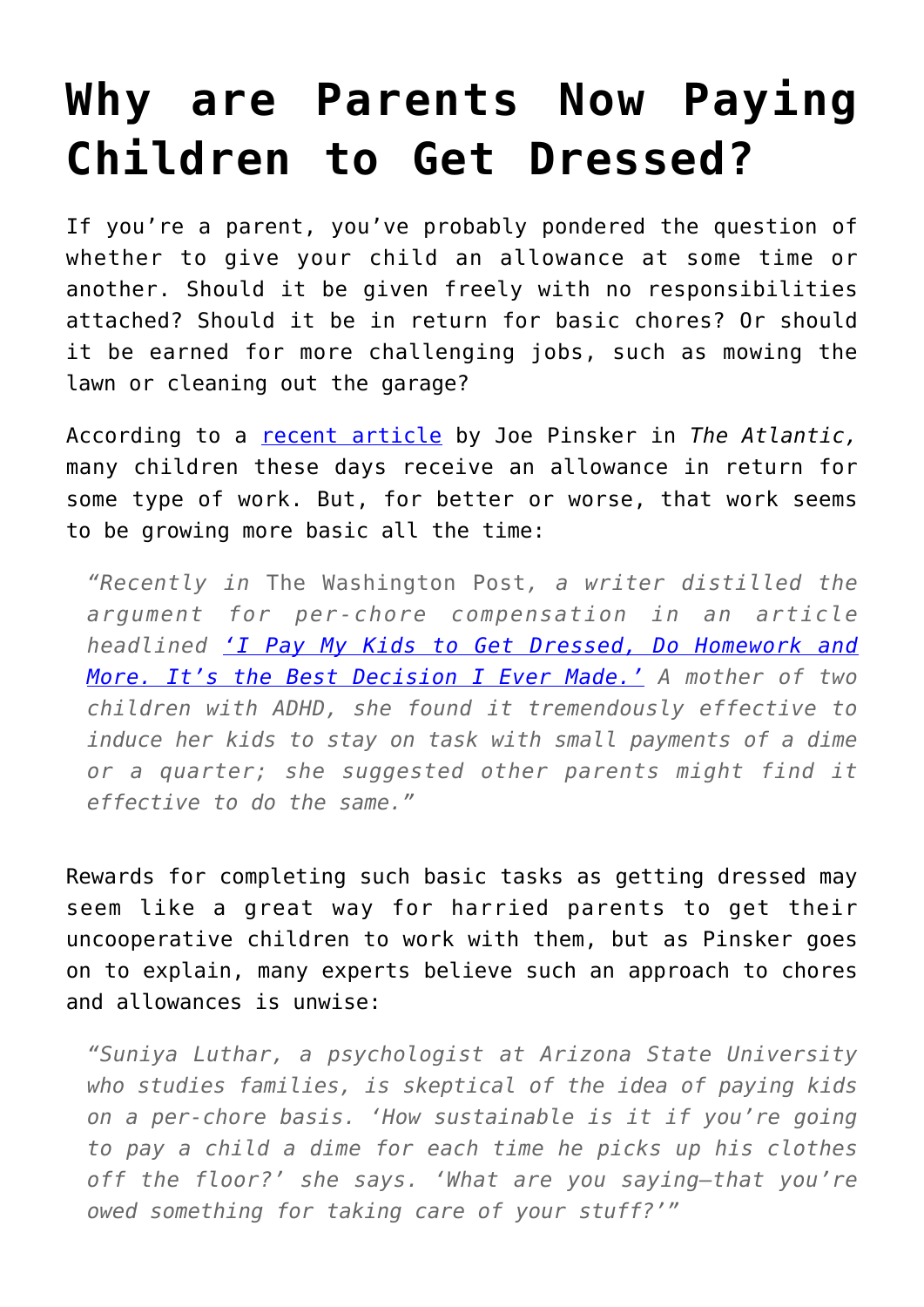# Why are Parents Now Paying Children to Get Dressed?

If you're a parent, you've probably pondered the question of whether to give your child an allowance at some time or another. Should it be given freely with no responsibilities attached? Should it be in return for basic chores? Or should it be earned for more challenging jobs, such as mowing the lawn or cleaning out the garage?

According to a recent article by Joe Pinsker in *The Atlantic,* many children these days receive an allowance in return for some type of work. But, for better or worse, that work seems to be growing more basic all the time:

> *"Recently in* The Washington Post*, a writer distilled the argument for per-chore compensation in an article headlined 'I Pay My Kids to Get Dressed, Do Homework and More. It's the Best Decision I Ever Made.' A mother of two children with ADHD, she found it tremendously effective to induce her kids to stay on task with small payments of a dime or a quarter; she suggested other parents might find it effective to do the same."*

Rewards for completing such basic tasks as getting dressed may seem like a great way for harried parents to get their uncooperative children to work with them, but as Pinsker goes on to explain, many experts believe such an approach to chores and allowances is unwise:

> *"Suniya Luthar, a psychologist at Arizona State University who studies families, is skeptical of the idea of paying kids on a per-chore basis. 'How sustainable is it if you're going to pay a child a dime for each time he picks up his clothes off the floor?' she says. 'What are you saying—that you're owed something for taking care of your stuff?'"*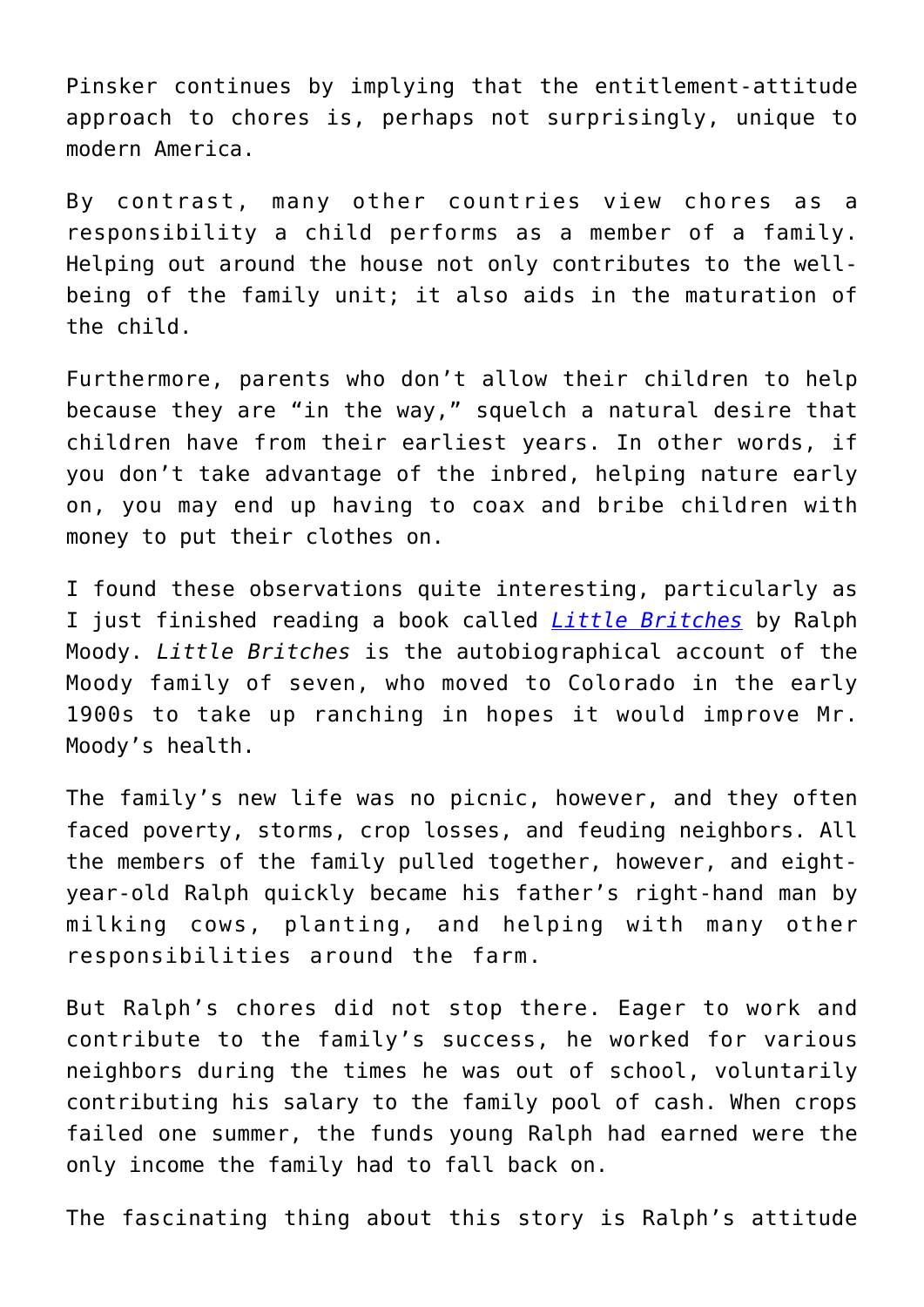Pinsker continues by implying that the entitlement-attitude approach to chores is, perhaps not surprisingly, unique to modern America.

By contrast, many other countries view chores as a responsibility a child performs as a member of a family. Helping out around the house not only contributes to the well-being of the family unit; it also aids in the maturation of the child.

Furthermore, parents who don't allow their children to help because they are "in the way," squelch a natural desire that children have from their earliest years. In other words, if you don't take advantage of the inbred, helping nature early on, you may end up having to coax and bribe children with money to put their clothes on.

I found these observations quite interesting, particularly as I just finished reading a book called *Little Britches* by Ralph Moody. *Little Britches* is the autobiographical account of the Moody family of seven, who moved to Colorado in the early 1900s to take up ranching in hopes it would improve Mr. Moody's health.

The family's new life was no picnic, however, and they often faced poverty, storms, crop losses, and feuding neighbors. All the members of the family pulled together, however, and eight-year-old Ralph quickly became his father's right-hand man by milking cows, planting, and helping with many other responsibilities around the farm.

But Ralph's chores did not stop there. Eager to work and contribute to the family's success, he worked for various neighbors during the times he was out of school, voluntarily contributing his salary to the family pool of cash. When crops failed one summer, the funds young Ralph had earned were the only income the family had to fall back on.

The fascinating thing about this story is Ralph's attitude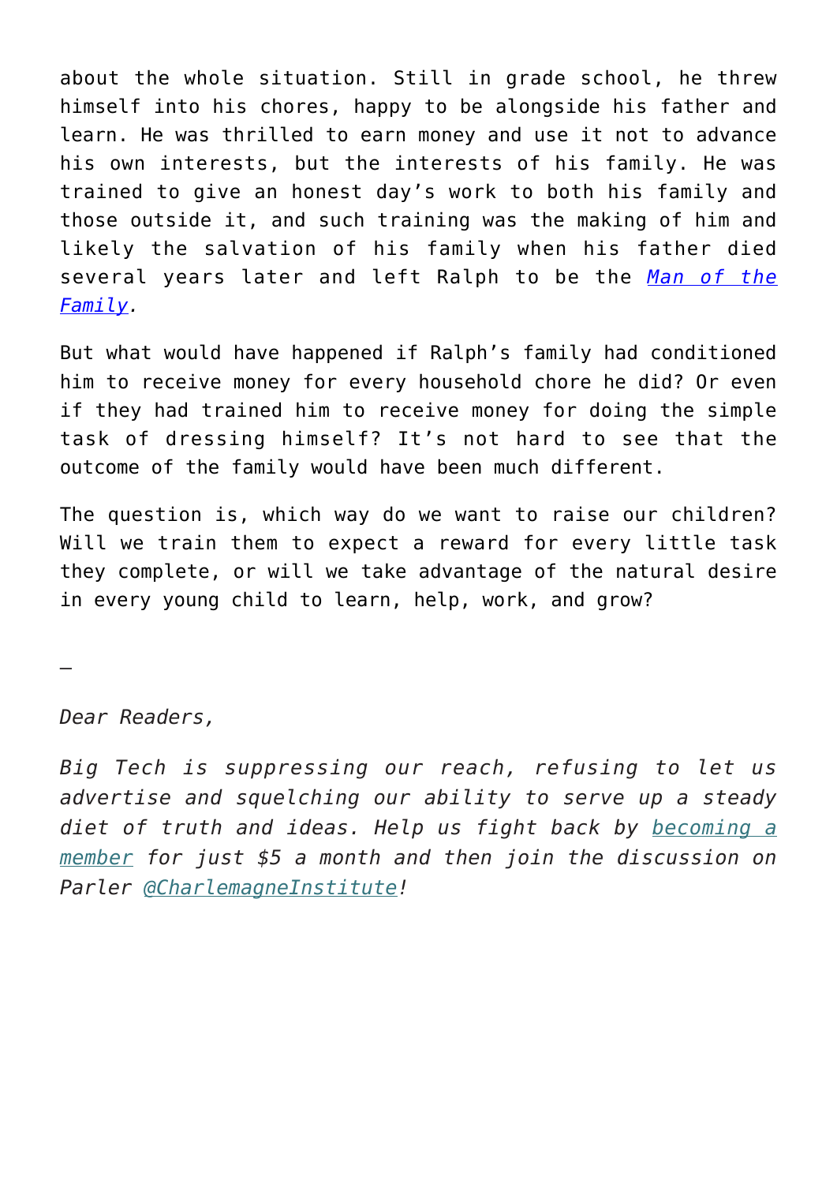about the whole situation. Still in grade school, he threw himself into his chores, happy to be alongside his father and learn. He was thrilled to earn money and use it not to advance his own interests, but the interests of his family. He was trained to give an honest day's work to both his family and those outside it, and such training was the making of him and likely the salvation of his family when his father died several years later and left Ralph to be the *Man of the Family*.

But what would have happened if Ralph's family had conditioned him to receive money for every household chore he did? Or even if they had trained him to receive money for doing the simple task of dressing himself? It's not hard to see that the outcome of the family would have been much different.

The question is, which way do we want to raise our children? Will we train them to expect a reward for every little task they complete, or will we take advantage of the natural desire in every young child to learn, help, work, and grow?

—

*Dear Readers,*

*Big Tech is suppressing our reach, refusing to let us advertise and squelching our ability to serve up a steady diet of truth and ideas. Help us fight back by becoming a member for just $5 a month and then join the discussion on Parler @CharlemagneInstitute!*